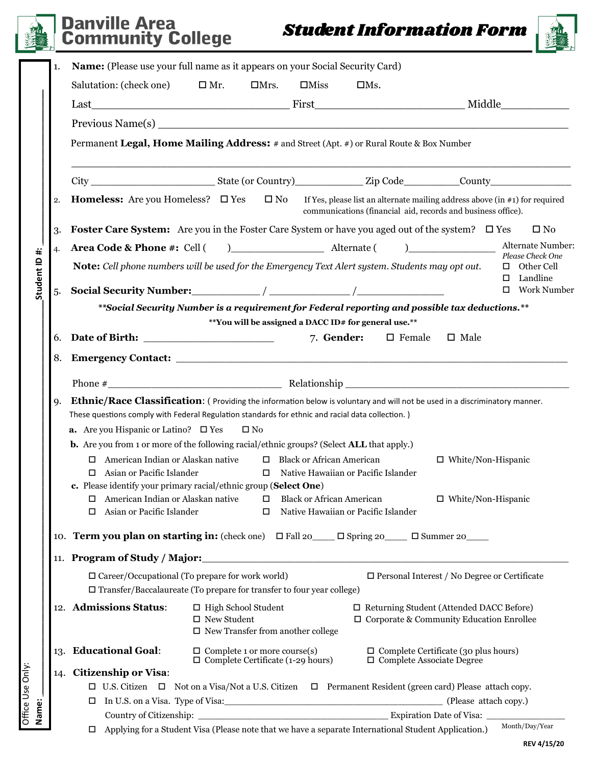# Danville Area Community College

## Student Information Form

Office Use Only: Name: ______________ Student ID #: ______________

1. **Name:** (Please use your full name as it appears on your Social Security Card)

   Salutation: (check one) ☐ Mr. ☐ Mrs. ☐ Miss ☐ Ms.

   Last________________________________ First________________________ Middle___________

   Previous Name(s) ______________________________________________________________

   Permanent **Legal, Home Mailing Address:** # and Street (Apt. #) or Rural Route & Box Number

   ______________________________________________________________________________

   City ____________________ State (or Country)___________ Zip Code_________County_______________

2. **Homeless:** Are you Homeless? ☐ Yes ☐ No If Yes, please list an alternate mailing address above (in #1) for required communications (financial aid, records and business office).

3. **Foster Care System:** Are you in the Foster Care System or have you aged out of the system? ☐ Yes ☐ No

4. **Area Code & Phone #:** Cell ( )________________ Alternate ( )_______________

   Alternate Number: *Please Check One*
   ☐ Other Cell
   ☐ Landline
   ☐ Work Number

   **Note:** *Cell phone numbers will be used for the Emergency Text Alert system. Students may opt out.*

5. **Social Security Number:**___________ / _____________ /_______________

   ***\*\*Social Security Number is a requirement for Federal reporting and possible tax deductions.\*\****

   **\*\*You will be assigned a DACC ID# for general use.\*\***

6. **Date of Birth:** ______________________ 7. **Gender:** ☐ Female ☐ Male

8. **Emergency Contact:** _______________________________________________________________

   Phone #_____________________________ Relationship _____________________________________

9. **Ethnic/Race Classification**: ( Providing the information below is voluntary and will not be used in a discriminatory manner. These questions comply with Federal Regulation standards for ethnic and racial data collection. )

   **a.** Are you Hispanic or Latino? ☐ Yes ☐ No

   **b.** Are you from 1 or more of the following racial/ethnic groups? (Select **ALL** that apply.)

   ☐ American Indian or Alaskan native ☐ Black or African American ☐ White/Non-Hispanic
   ☐ Asian or Pacific Islander ☐ Native Hawaiian or Pacific Islander

   **c.** Please identify your primary racial/ethnic group (**Select One**)

   ☐ American Indian or Alaskan native ☐ Black or African American ☐ White/Non-Hispanic
   ☐ Asian or Pacific Islander ☐ Native Hawaiian or Pacific Islander

10. **Term you plan on starting in:** (check one) ☐ Fall 20____ ☐ Spring 20____ ☐ Summer 20____

11. **Program of Study / Major:**____________________________________________________________

    ☐ Career/Occupational (To prepare for work world) ☐ Personal Interest / No Degree or Certificate
    ☐ Transfer/Baccalaureate (To prepare for transfer to four year college)

12. **Admissions Status**:
    ☐ High School Student ☐ Returning Student (Attended DACC Before)
    ☐ New Student ☐ Corporate & Community Education Enrollee
    ☐ New Transfer from another college

13. **Educational Goal**:
    ☐ Complete 1 or more course(s) ☐ Complete Certificate (30 plus hours)
    ☐ Complete Certificate (1-29 hours) ☐ Complete Associate Degree

14. **Citizenship or Visa**:

    ☐ U.S. Citizen ☐ Not on a Visa/Not a U.S. Citizen ☐ Permanent Resident (green card) Please attach copy.

    ☐ In U.S. on a Visa. Type of Visa:__________________________________________ (Please attach copy.)

    Country of Citizenship: __________________________________ Expiration Date of Visa: _______________ Month/Day/Year

    ☐ Applying for a Student Visa (Please note that we have a separate International Student Application.)

REV 4/15/20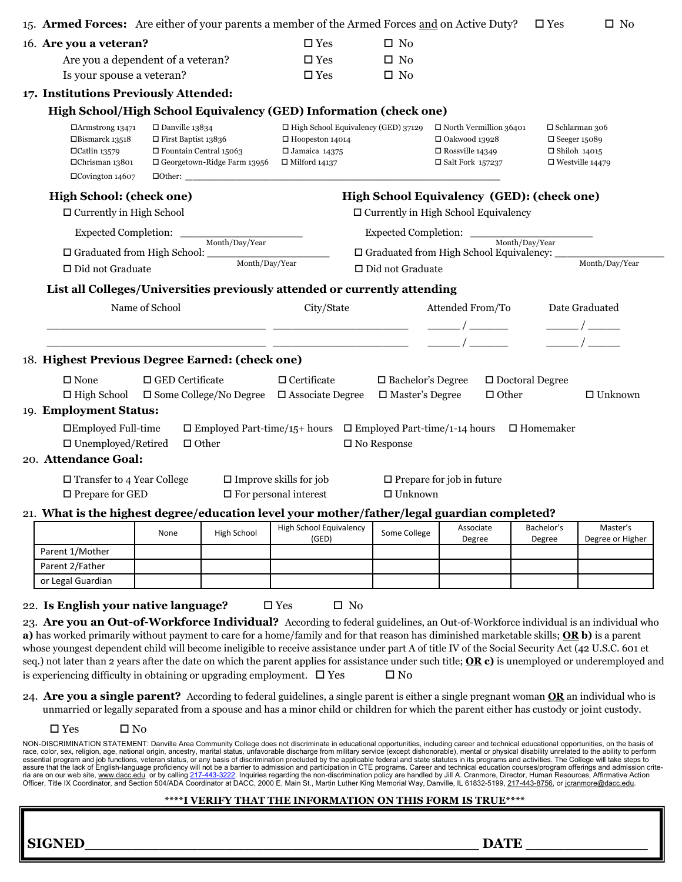15. **Armed Forces:** Are either of your parents a member of the Armed Forces and on Active Duty? ☐ Yes ☐ No

16. **Are you a veteran?** ☐ Yes ☐ No

 Are you a dependent of a veteran? ☐ Yes ☐ No

 Is your spouse a veteran? ☐ Yes ☐ No

17. **Institutions Previously Attended:**

**High School/High School Equivalency (GED) Information (check one)**

☐Armstrong 13471 ☐ Danville 13834 ☐ High School Equivalency (GED) 37129 ☐ North Vermillion 36401 ☐ Schlarman 306
☐Bismarck 13518 ☐ First Baptist 13836 ☐ Hoopeston 14014 ☐ Oakwood 13928 ☐ Seeger 15089
☐Catlin 13579 ☐ Fountain Central 15063 ☐ Jamaica 14375 ☐ Rossville 14349 ☐ Shiloh 14015
☐Chrisman 13801 ☐ Georgetown-Ridge Farm 13956 ☐ Milford 14137 ☐ Salt Fork 157237 ☐ Westville 14479
☐Covington 14607 ☐Other: ____________________________________________

**High School: (check one)**

☐ Currently in High School

Expected Completion: ____________________ Month/Day/Year

☐ Graduated from High School: ____________________ Month/Day/Year

☐ Did not Graduate

**High School Equivalency (GED): (check one)**

☐ Currently in High School Equivalency

Expected Completion: ____________________ Month/Day/Year

☐ Graduated from High School Equivalency: ____________________ Month/Day/Year

☐ Did not Graduate

**List all Colleges/Universities previously attended or currently attending**

| Name of School | City/State | Attended From/To | Date Graduated |
|---|---|---|---|
| ______________________ | ______________ | _____ / _____ | _____ / _____ |
| ______________________ | ______________ | _____ / _____ | _____ / _____ |

18. **Highest Previous Degree Earned: (check one)**

☐ None ☐ GED Certificate ☐ Certificate ☐ Bachelor's Degree ☐ Doctoral Degree
☐ High School ☐ Some College/No Degree ☐ Associate Degree ☐ Master's Degree ☐ Other ☐ Unknown

19. **Employment Status:**

☐Employed Full-time ☐ Employed Part-time/15+ hours ☐ Employed Part-time/1-14 hours ☐ Homemaker
☐ Unemployed/Retired ☐ Other ☐ No Response

20. **Attendance Goal:**

☐ Transfer to 4 Year College ☐ Improve skills for job ☐ Prepare for job in future
☐ Prepare for GED ☐ For personal interest ☐ Unknown

21. **What is the highest degree/education level your mother/father/legal guardian completed?**

| | None | High School | High School Equivalency (GED) | Some College | Associate Degree | Bachelor's Degree | Master's Degree or Higher |
|---|---|---|---|---|---|---|---|
| Parent 1/Mother | | | | | | | |
| Parent 2/Father | | | | | | | |
| or Legal Guardian | | | | | | | |

22. **Is English your native language?** ☐ Yes ☐ No

23. **Are you an Out-of-Workforce Individual?** According to federal guidelines, an Out-of-Workforce individual is an individual who **a)** has worked primarily without payment to care for a home/family and for that reason has diminished marketable skills; **OR b)** is a parent whose youngest dependent child will become ineligible to receive assistance under part A of title IV of the Social Security Act (42 U.S.C. 601 et seq.) not later than 2 years after the date on which the parent applies for assistance under such title; **OR c)** is unemployed or underemployed and is experiencing difficulty in obtaining or upgrading employment. ☐ Yes ☐ No

24. **Are you a single parent?** According to federal guidelines, a single parent is either a single pregnant woman **OR** an individual who is unmarried or legally separated from a spouse and has a minor child or children for which the parent either has custody or joint custody.

☐ Yes ☐ No

NON-DISCRIMINATION STATEMENT: Danville Area Community College does not discriminate in educational opportunities, including career and technical educational opportunities, on the basis of race, color, sex, religion, age, national origin, ancestry, marital status, unfavorable discharge from military service (except dishonorable), mental or physical disability unrelated to the ability to perform essential program and job functions, veteran status, or any basis of discrimination precluded by the applicable federal and state statutes in its programs and activities. The College will take steps to assure that the lack of English-language proficiency will not be a barrier to admission and participation in CTE programs. Career and technical education courses/program offerings and admission criteria are on our web site, www.dacc.edu or by calling 217-443-3222. Inquiries regarding the non-discrimination policy are handled by Jill A. Cranmore, Director, Human Resources, Affirmative Action Officer, Title IX Coordinator, and Section 504/ADA Coordinator at DACC, 2000 E. Main St., Martin Luther King Memorial Way, Danville, IL 61832-5199, 217-443-8756, or jcranmore@dacc.edu.

**\*\*\*\*I VERIFY THAT THE INFORMATION ON THIS FORM IS TRUE\*\*\*\***

**SIGNED**__________________________________________ **DATE** ______________